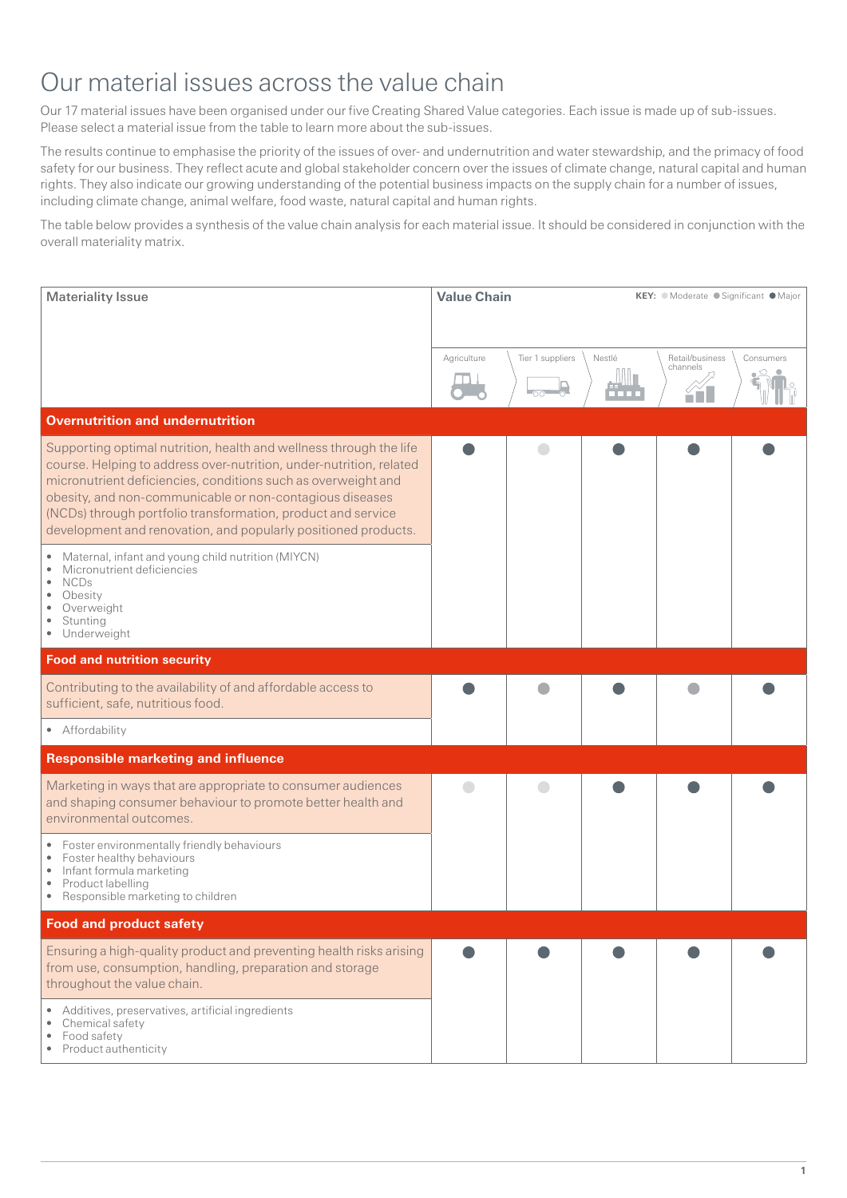# Our material issues across the value chain

Our 17 material issues have been organised under our five Creating Shared Value categories. Each issue is made up of sub-issues. Please select a material issue from the table to learn more about the sub-issues.

The results continue to emphasise the priority of the issues of over- and undernutrition and water stewardship, and the primacy of food safety for our business. They reflect acute and global stakeholder concern over the issues of climate change, natural capital and human rights. They also indicate our growing understanding of the potential business impacts on the supply chain for a number of issues, including climate change, animal welfare, food waste, natural capital and human rights.

The table below provides a synthesis of the value chain analysis for each material issue. It should be considered in conjunction with the overall materiality matrix.

KEY: ● Moderate ● Significant ● Major

| Materiality Issue | Value Chain | | | | |
|---|---|---|---|---|---|
| | Agriculture | Tier 1 suppliers | Nestlé | Retail/business channels | Consumers |
| **Overnutrition and undernutrition** | | | | | |
| Supporting optimal nutrition, health and wellness through the life course. Helping to address over-nutrition, under-nutrition, related micronutrient deficiencies, conditions such as overweight and obesity, and non-communicable or non-contagious diseases (NCDs) through portfolio transformation, product and service development and renovation, and popularly positioned products.<br>• Maternal, infant and young child nutrition (MIYCN)<br>• Micronutrient deficiencies<br>• NCDs<br>• Obesity<br>• Overweight<br>• Stunting<br>• Underweight | Major | Moderate | Major | Major | Major |
| **Food and nutrition security** | | | | | |
| Contributing to the availability of and affordable access to sufficient, safe, nutritious food.<br>• Affordability | Major | Significant | Major | Significant | Major |
| **Responsible marketing and influence** | | | | | |
| Marketing in ways that are appropriate to consumer audiences and shaping consumer behaviour to promote better health and environmental outcomes.<br>• Foster environmentally friendly behaviours<br>• Foster healthy behaviours<br>• Infant formula marketing<br>• Product labelling<br>• Responsible marketing to children | Moderate | Moderate | Major | Major | Major |
| **Food and product safety** | | | | | |
| Ensuring a high-quality product and preventing health risks arising from use, consumption, handling, preparation and storage throughout the value chain.<br>• Additives, preservatives, artificial ingredients<br>• Chemical safety<br>• Food safety<br>• Product authenticity | Major | Major | Major | Major | Major |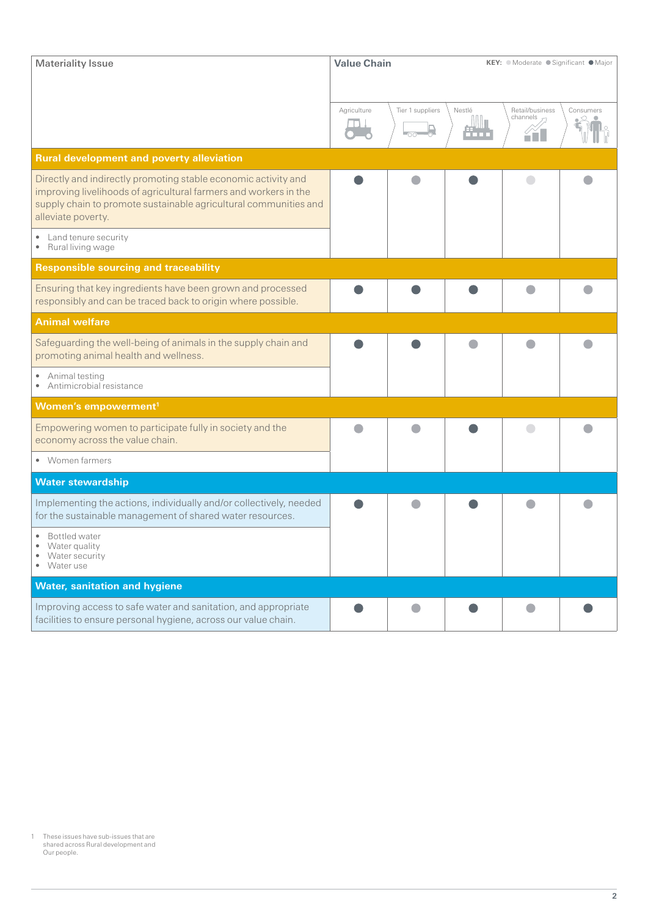| Materiality Issue | Value Chain | | | | |
|---|---|---|---|---|---|
| KEY: ● Moderate ● Significant ● Major | Agriculture | Tier 1 suppliers | Nestlé | Retail/business channels | Consumers |
| **Rural development and poverty alleviation** | | | | | |
| Directly and indirectly promoting stable economic activity and improving livelihoods of agricultural farmers and workers in the supply chain to promote sustainable agricultural communities and alleviate poverty.<br>• Land tenure security<br>• Rural living wage | Major | Significant | Major | Moderate | Significant |
| **Responsible sourcing and traceability** | | | | | |
| Ensuring that key ingredients have been grown and processed responsibly and can be traced back to origin where possible. | Major | Major | Major | Significant | Significant |
| **Animal welfare** | | | | | |
| Safeguarding the well-being of animals in the supply chain and promoting animal health and wellness.<br>• Animal testing<br>• Antimicrobial resistance | Major | Major | Significant | Significant | Significant |
| **Women's empowerment[1]** | | | | | |
| Empowering women to participate fully in society and the economy across the value chain.<br>• Women farmers | Significant | Significant | Major | Moderate | Significant |
| **Water stewardship** | | | | | |
| Implementing the actions, individually and/or collectively, needed for the sustainable management of shared water resources.<br>• Bottled water<br>• Water quality<br>• Water security<br>• Water use | Major | Significant | Major | Significant | Significant |
| **Water, sanitation and hygiene** | | | | | |
| Improving access to safe water and sanitation, and appropriate facilities to ensure personal hygiene, across our value chain. | Major | Significant | Major | Significant | Major |

1 These issues have sub-issues that are shared across Rural development and Our people.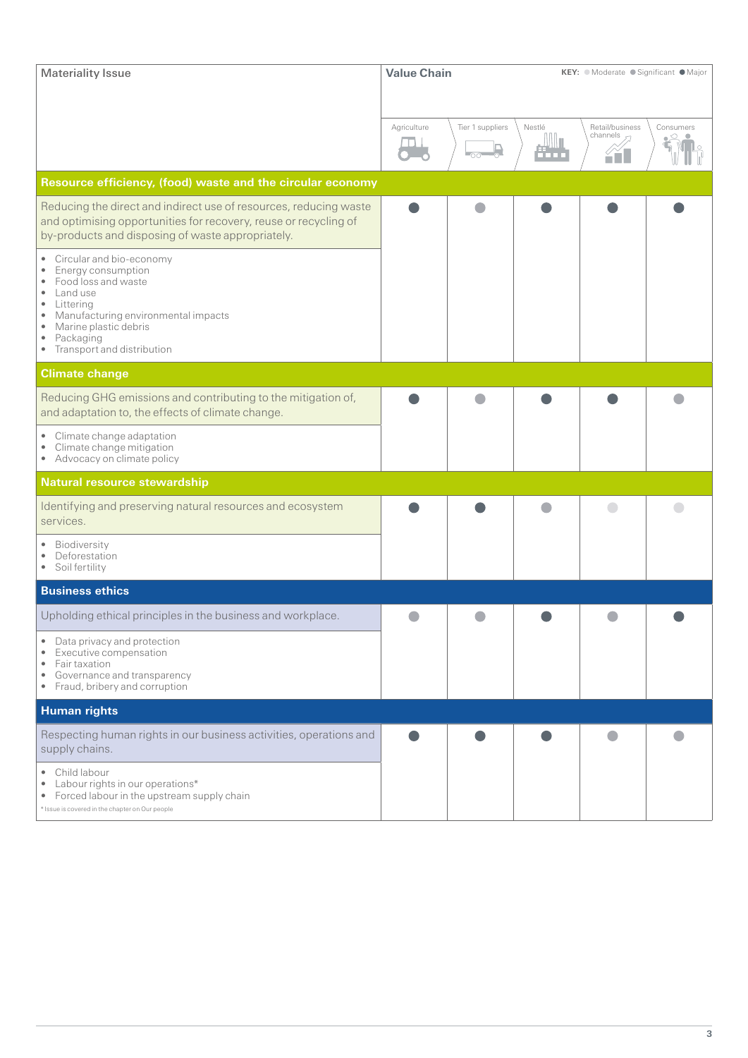| Materiality Issue | Value Chain | | | | |
|---|---|---|---|---|---|
| | **KEY:** ● Moderate ● Significant ● Major | | | | |
| | Agriculture | Tier 1 suppliers | Nestlé | Retail/business channels | Consumers |
| **Resource efficiency, (food) waste and the circular economy** | | | | | |
| Reducing the direct and indirect use of resources, reducing waste and optimising opportunities for recovery, reuse or recycling of by-products and disposing of waste appropriately. | Major | Significant | Major | Major | Major |
| • Circular and bio-economy<br>• Energy consumption<br>• Food loss and waste<br>• Land use<br>• Littering<br>• Manufacturing environmental impacts<br>• Marine plastic debris<br>• Packaging<br>• Transport and distribution | | | | | |
| **Climate change** | | | | | |
| Reducing GHG emissions and contributing to the mitigation of, and adaptation to, the effects of climate change. | Major | Significant | Major | Major | Significant |
| • Climate change adaptation<br>• Climate change mitigation<br>• Advocacy on climate policy | | | | | |
| **Natural resource stewardship** | | | | | |
| Identifying and preserving natural resources and ecosystem services. | Major | Major | Significant | Moderate | Moderate |
| • Biodiversity<br>• Deforestation<br>• Soil fertility | | | | | |
| **Business ethics** | | | | | |
| Upholding ethical principles in the business and workplace. | Significant | Significant | Major | Significant | Major |
| • Data privacy and protection<br>• Executive compensation<br>• Fair taxation<br>• Governance and transparency<br>• Fraud, bribery and corruption | | | | | |
| **Human rights** | | | | | |
| Respecting human rights in our business activities, operations and supply chains. | Major | Major | Major | Significant | Significant |
| • Child labour<br>• Labour rights in our operations*<br>• Forced labour in the upstream supply chain | | | | | |

* Issue is covered in the chapter on Our people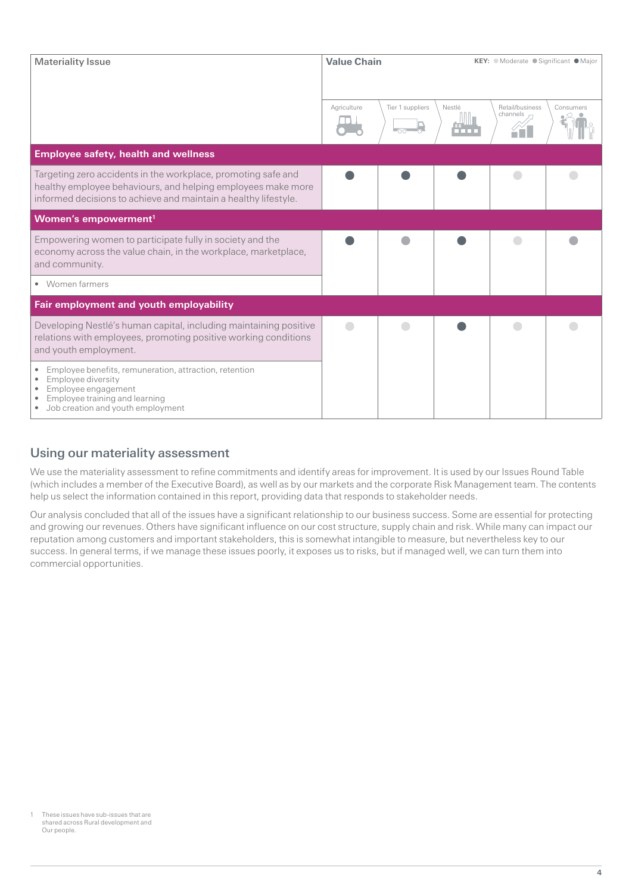| Materiality Issue | Value Chain | | | | |
|---|---|---|---|---|---|
| KEY: ● Moderate ● Significant ● Major | Agriculture | Tier 1 suppliers | Nestlé | Retail/business channels | Consumers |
| **Employee safety, health and wellness** | | | | | |
| Targeting zero accidents in the workplace, promoting safe and healthy employee behaviours, and helping employees make more informed decisions to achieve and maintain a healthy lifestyle. | Major | Major | Major | Moderate | Moderate |
| **Women's empowerment[1]** | | | | | |
| Empowering women to participate fully in society and the economy across the value chain, in the workplace, marketplace, and community.<br>• Women farmers | Major | Significant | Major | Moderate | Significant |
| **Fair employment and youth employability** | | | | | |
| Developing Nestlé's human capital, including maintaining positive relations with employees, promoting positive working conditions and youth employment.<br>• Employee benefits, remuneration, attraction, retention<br>• Employee diversity<br>• Employee engagement<br>• Employee training and learning<br>• Job creation and youth employment | Moderate | Moderate | Major | Moderate | Moderate |

## Using our materiality assessment

We use the materiality assessment to refine commitments and identify areas for improvement. It is used by our Issues Round Table (which includes a member of the Executive Board), as well as by our markets and the corporate Risk Management team. The contents help us select the information contained in this report, providing data that responds to stakeholder needs.

Our analysis concluded that all of the issues have a significant relationship to our business success. Some are essential for protecting and growing our revenues. Others have significant influence on our cost structure, supply chain and risk. While many can impact our reputation among customers and important stakeholders, this is somewhat intangible to measure, but nevertheless key to our success. In general terms, if we manage these issues poorly, it exposes us to risks, but if managed well, we can turn them into commercial opportunities.

1 These issues have sub-issues that are shared across Rural development and Our people.